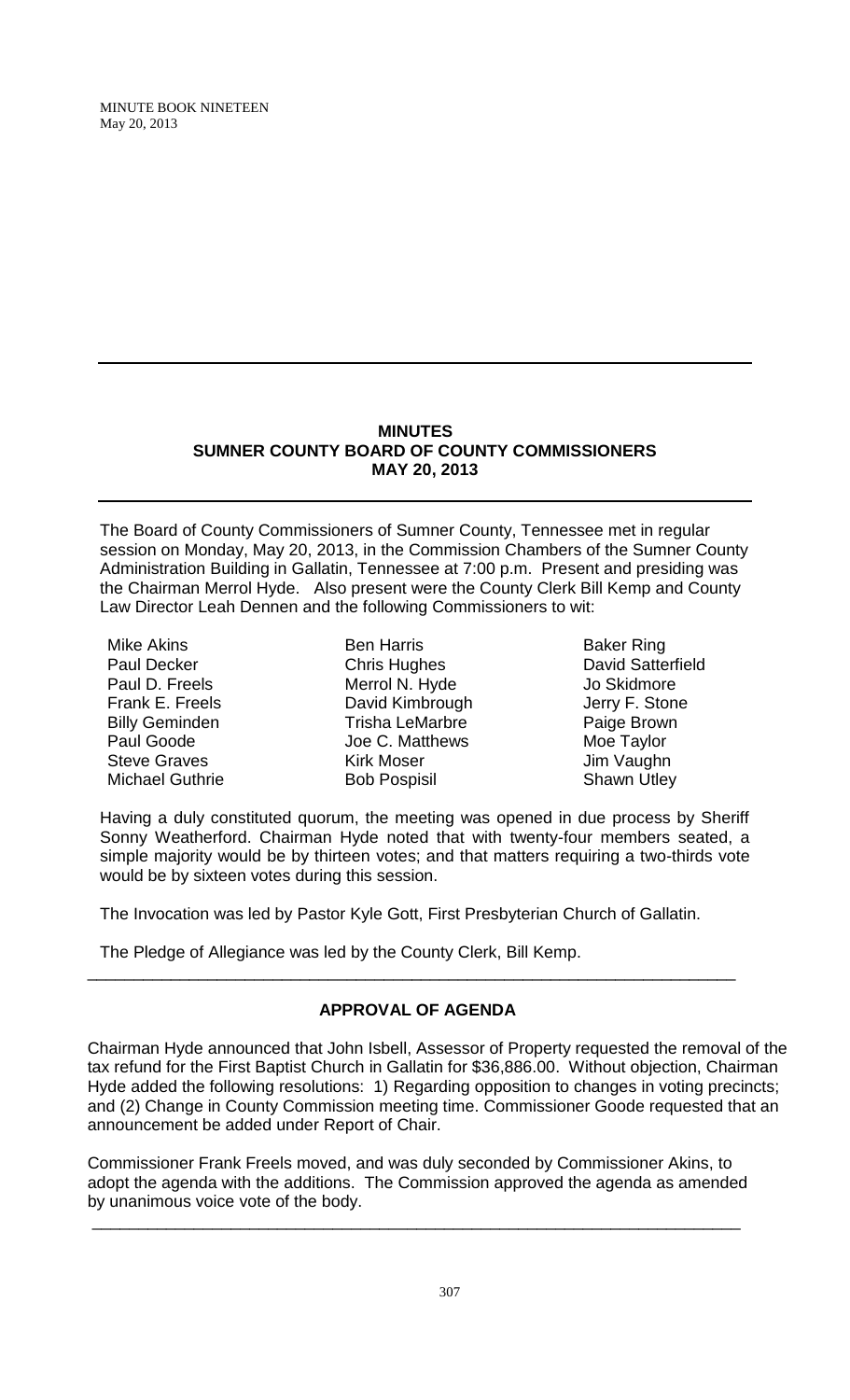MINUTE BOOK NINETEEN
May 20, 2013

---

## MINUTES
## SUMNER COUNTY BOARD OF COUNTY COMMISSIONERS
## MAY 20, 2013

---

The Board of County Commissioners of Sumner County, Tennessee met in regular session on Monday, May 20, 2013, in the Commission Chambers of the Sumner County Administration Building in Gallatin, Tennessee at 7:00 p.m. Present and presiding was the Chairman Merrol Hyde. Also present were the County Clerk Bill Kemp and County Law Director Leah Dennen and the following Commissioners to wit:

| | | |
|---|---|---|
| Mike Akins | Ben Harris | Baker Ring |
| Paul Decker | Chris Hughes | David Satterfield |
| Paul D. Freels | Merrol N. Hyde | Jo Skidmore |
| Frank E. Freels | David Kimbrough | Jerry F. Stone |
| Billy Geminden | Trisha LeMarbre | Paige Brown |
| Paul Goode | Joe C. Matthews | Moe Taylor |
| Steve Graves | Kirk Moser | Jim Vaughn |
| Michael Guthrie | Bob Pospisil | Shawn Utley |

Having a duly constituted quorum, the meeting was opened in due process by Sheriff Sonny Weatherford. Chairman Hyde noted that with twenty-four members seated, a simple majority would be by thirteen votes; and that matters requiring a two-thirds vote would be by sixteen votes during this session.

The Invocation was led by Pastor Kyle Gott, First Presbyterian Church of Gallatin.

The Pledge of Allegiance was led by the County Clerk, Bill Kemp.

---

### APPROVAL OF AGENDA

Chairman Hyde announced that John Isbell, Assessor of Property requested the removal of the tax refund for the First Baptist Church in Gallatin for $36,886.00. Without objection, Chairman Hyde added the following resolutions: 1) Regarding opposition to changes in voting precincts; and (2) Change in County Commission meeting time. Commissioner Goode requested that an announcement be added under Report of Chair.

Commissioner Frank Freels moved, and was duly seconded by Commissioner Akins, to adopt the agenda with the additions. The Commission approved the agenda as amended by unanimous voice vote of the body.

---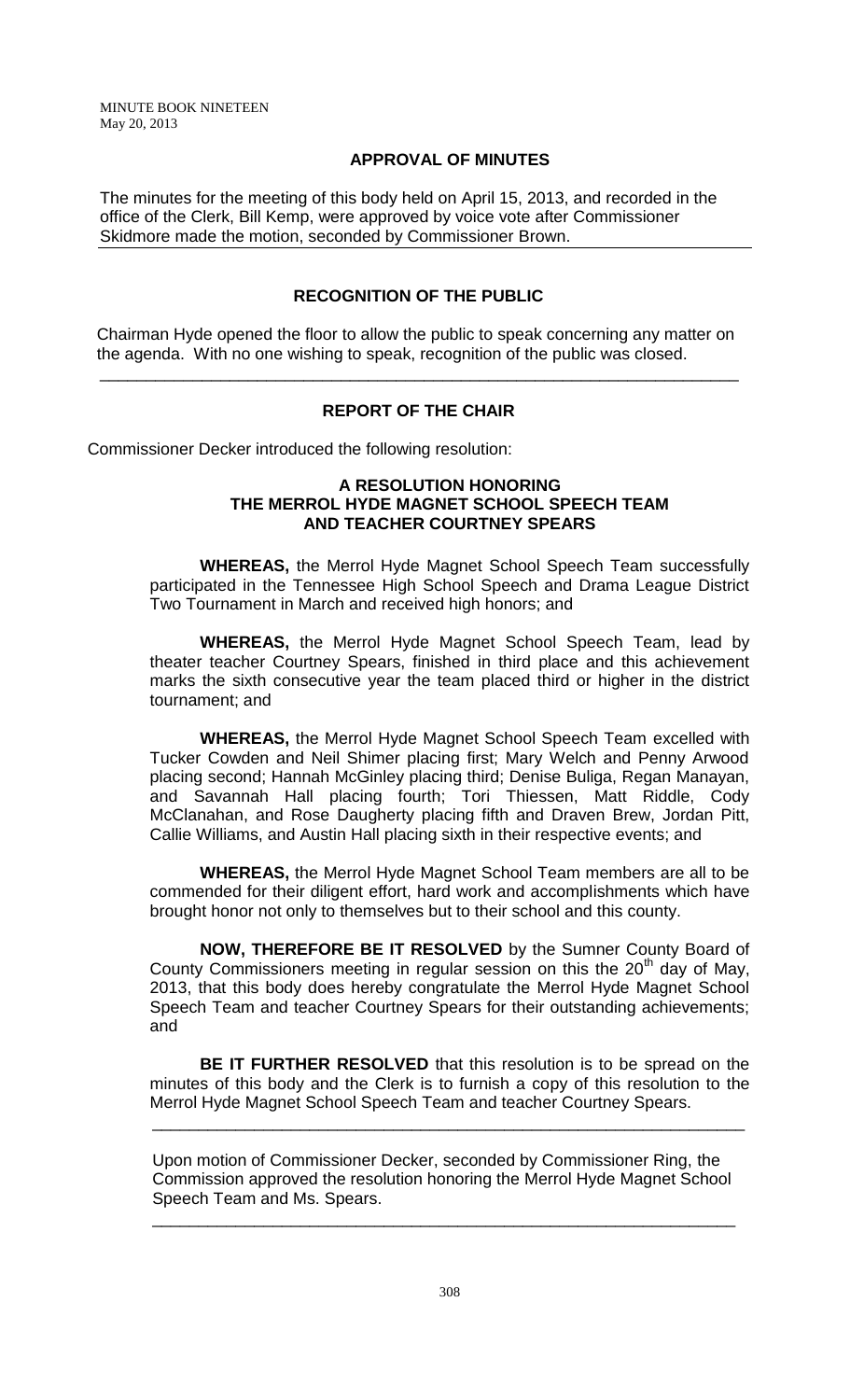## APPROVAL OF MINUTES

The minutes for the meeting of this body held on April 15, 2013, and recorded in the office of the Clerk, Bill Kemp, were approved by voice vote after Commissioner Skidmore made the motion, seconded by Commissioner Brown.

## RECOGNITION OF THE PUBLIC

Chairman Hyde opened the floor to allow the public to speak concerning any matter on the agenda. With no one wishing to speak, recognition of the public was closed.

---

## REPORT OF THE CHAIR

Commissioner Decker introduced the following resolution:

### A RESOLUTION HONORING THE MERROL HYDE MAGNET SCHOOL SPEECH TEAM AND TEACHER COURTNEY SPEARS

**WHEREAS,** the Merrol Hyde Magnet School Speech Team successfully participated in the Tennessee High School Speech and Drama League District Two Tournament in March and received high honors; and

**WHEREAS,** the Merrol Hyde Magnet School Speech Team, lead by theater teacher Courtney Spears, finished in third place and this achievement marks the sixth consecutive year the team placed third or higher in the district tournament; and

**WHEREAS,** the Merrol Hyde Magnet School Speech Team excelled with Tucker Cowden and Neil Shimer placing first; Mary Welch and Penny Arwood placing second; Hannah McGinley placing third; Denise Buliga, Regan Manayan, and Savannah Hall placing fourth; Tori Thiessen, Matt Riddle, Cody McClanahan, and Rose Daugherty placing fifth and Draven Brew, Jordan Pitt, Callie Williams, and Austin Hall placing sixth in their respective events; and

**WHEREAS,** the Merrol Hyde Magnet School Team members are all to be commended for their diligent effort, hard work and accomplishments which have brought honor not only to themselves but to their school and this county.

**NOW, THEREFORE BE IT RESOLVED** by the Sumner County Board of County Commissioners meeting in regular session on this the 20th day of May, 2013, that this body does hereby congratulate the Merrol Hyde Magnet School Speech Team and teacher Courtney Spears for their outstanding achievements; and

**BE IT FURTHER RESOLVED** that this resolution is to be spread on the minutes of this body and the Clerk is to furnish a copy of this resolution to the Merrol Hyde Magnet School Speech Team and teacher Courtney Spears.

---

Upon motion of Commissioner Decker, seconded by Commissioner Ring, the Commission approved the resolution honoring the Merrol Hyde Magnet School Speech Team and Ms. Spears.

---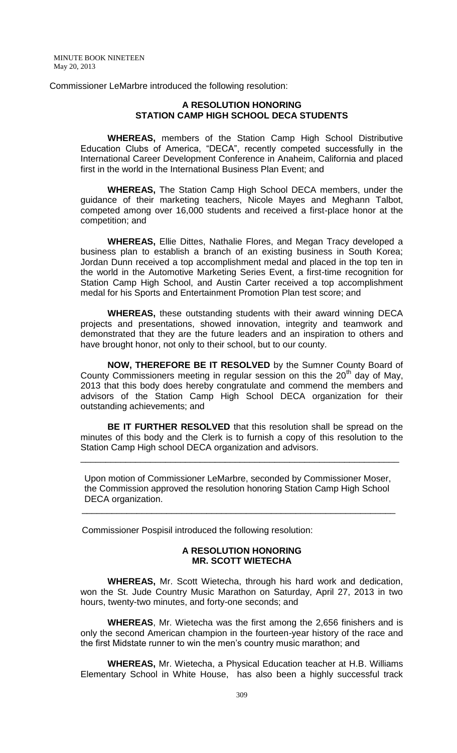Commissioner LeMarbre introduced the following resolution:

**A RESOLUTION HONORING STATION CAMP HIGH SCHOOL DECA STUDENTS**

**WHEREAS,** members of the Station Camp High School Distributive Education Clubs of America, "DECA", recently competed successfully in the International Career Development Conference in Anaheim, California and placed first in the world in the International Business Plan Event; and

**WHEREAS,** The Station Camp High School DECA members, under the guidance of their marketing teachers, Nicole Mayes and Meghann Talbot, competed among over 16,000 students and received a first-place honor at the competition; and

**WHEREAS,** Ellie Dittes, Nathalie Flores, and Megan Tracy developed a business plan to establish a branch of an existing business in South Korea; Jordan Dunn received a top accomplishment medal and placed in the top ten in the world in the Automotive Marketing Series Event, a first-time recognition for Station Camp High School, and Austin Carter received a top accomplishment medal for his Sports and Entertainment Promotion Plan test score; and

**WHEREAS,** these outstanding students with their award winning DECA projects and presentations, showed innovation, integrity and teamwork and demonstrated that they are the future leaders and an inspiration to others and have brought honor, not only to their school, but to our county.

**NOW, THEREFORE BE IT RESOLVED** by the Sumner County Board of County Commissioners meeting in regular session on this the 20th day of May, 2013 that this body does hereby congratulate and commend the members and advisors of the Station Camp High School DECA organization for their outstanding achievements; and

**BE IT FURTHER RESOLVED** that this resolution shall be spread on the minutes of this body and the Clerk is to furnish a copy of this resolution to the Station Camp High school DECA organization and advisors.

---

Upon motion of Commissioner LeMarbre, seconded by Commissioner Moser, the Commission approved the resolution honoring Station Camp High School DECA organization.

---

Commissioner Pospisil introduced the following resolution:

**A RESOLUTION HONORING MR. SCOTT WIETECHA**

**WHEREAS,** Mr. Scott Wietecha, through his hard work and dedication, won the St. Jude Country Music Marathon on Saturday, April 27, 2013 in two hours, twenty-two minutes, and forty-one seconds; and

**WHEREAS**, Mr. Wietecha was the first among the 2,656 finishers and is only the second American champion in the fourteen-year history of the race and the first Midstate runner to win the men's country music marathon; and

**WHEREAS,** Mr. Wietecha, a Physical Education teacher at H.B. Williams Elementary School in White House, has also been a highly successful track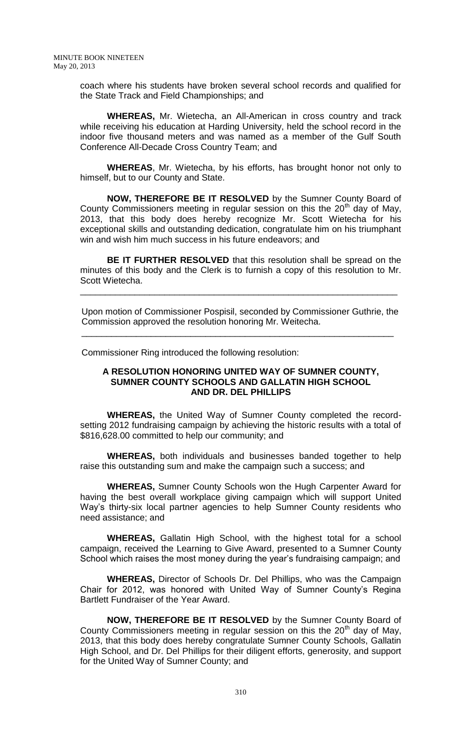coach where his students have broken several school records and qualified for the State Track and Field Championships; and

**WHEREAS,** Mr. Wietecha, an All-American in cross country and track while receiving his education at Harding University, held the school record in the indoor five thousand meters and was named as a member of the Gulf South Conference All-Decade Cross Country Team; and

**WHEREAS**, Mr. Wietecha, by his efforts, has brought honor not only to himself, but to our County and State.

**NOW, THEREFORE BE IT RESOLVED** by the Sumner County Board of County Commissioners meeting in regular session on this the 20th day of May, 2013, that this body does hereby recognize Mr. Scott Wietecha for his exceptional skills and outstanding dedication, congratulate him on his triumphant win and wish him much success in his future endeavors; and

**BE IT FURTHER RESOLVED** that this resolution shall be spread on the minutes of this body and the Clerk is to furnish a copy of this resolution to Mr. Scott Wietecha.

---

Upon motion of Commissioner Pospisil, seconded by Commissioner Guthrie, the Commission approved the resolution honoring Mr. Weitecha.

---

Commissioner Ring introduced the following resolution:

**A RESOLUTION HONORING UNITED WAY OF SUMNER COUNTY, SUMNER COUNTY SCHOOLS AND GALLATIN HIGH SCHOOL AND DR. DEL PHILLIPS**

**WHEREAS,** the United Way of Sumner County completed the record-setting 2012 fundraising campaign by achieving the historic results with a total of $816,628.00 committed to help our community; and

**WHEREAS,** both individuals and businesses banded together to help raise this outstanding sum and make the campaign such a success; and

**WHEREAS,** Sumner County Schools won the Hugh Carpenter Award for having the best overall workplace giving campaign which will support United Way's thirty-six local partner agencies to help Sumner County residents who need assistance; and

**WHEREAS,** Gallatin High School, with the highest total for a school campaign, received the Learning to Give Award, presented to a Sumner County School which raises the most money during the year's fundraising campaign; and

**WHEREAS,** Director of Schools Dr. Del Phillips, who was the Campaign Chair for 2012, was honored with United Way of Sumner County's Regina Bartlett Fundraiser of the Year Award.

**NOW, THEREFORE BE IT RESOLVED** by the Sumner County Board of County Commissioners meeting in regular session on this the 20th day of May, 2013, that this body does hereby congratulate Sumner County Schools, Gallatin High School, and Dr. Del Phillips for their diligent efforts, generosity, and support for the United Way of Sumner County; and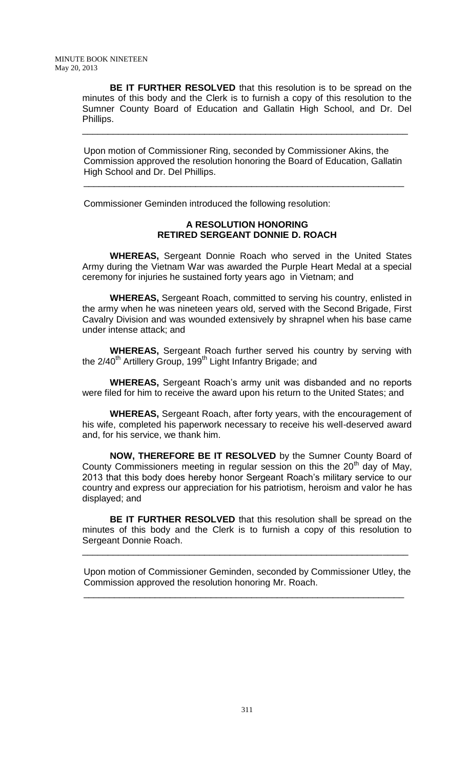**BE IT FURTHER RESOLVED** that this resolution is to be spread on the minutes of this body and the Clerk is to furnish a copy of this resolution to the Sumner County Board of Education and Gallatin High School, and Dr. Del Phillips.

---

Upon motion of Commissioner Ring, seconded by Commissioner Akins, the Commission approved the resolution honoring the Board of Education, Gallatin High School and Dr. Del Phillips.

---

Commissioner Geminden introduced the following resolution:

**A RESOLUTION HONORING**
**RETIRED SERGEANT DONNIE D. ROACH**

**WHEREAS,** Sergeant Donnie Roach who served in the United States Army during the Vietnam War was awarded the Purple Heart Medal at a special ceremony for injuries he sustained forty years ago in Vietnam; and

**WHEREAS,** Sergeant Roach, committed to serving his country, enlisted in the army when he was nineteen years old, served with the Second Brigade, First Cavalry Division and was wounded extensively by shrapnel when his base came under intense attack; and

**WHEREAS,** Sergeant Roach further served his country by serving with the 2/40th Artillery Group, 199th Light Infantry Brigade; and

**WHEREAS,** Sergeant Roach's army unit was disbanded and no reports were filed for him to receive the award upon his return to the United States; and

**WHEREAS,** Sergeant Roach, after forty years, with the encouragement of his wife, completed his paperwork necessary to receive his well-deserved award and, for his service, we thank him.

**NOW, THEREFORE BE IT RESOLVED** by the Sumner County Board of County Commissioners meeting in regular session on this the 20th day of May, 2013 that this body does hereby honor Sergeant Roach's military service to our country and express our appreciation for his patriotism, heroism and valor he has displayed; and

**BE IT FURTHER RESOLVED** that this resolution shall be spread on the minutes of this body and the Clerk is to furnish a copy of this resolution to Sergeant Donnie Roach.

---

Upon motion of Commissioner Geminden, seconded by Commissioner Utley, the Commission approved the resolution honoring Mr. Roach.

---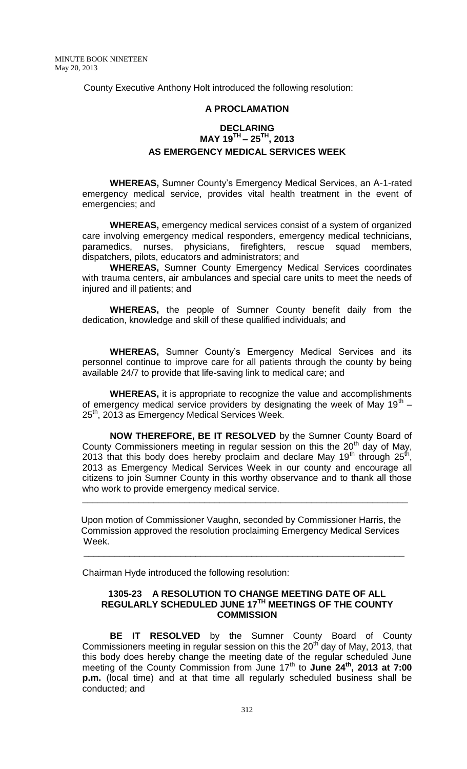County Executive Anthony Holt introduced the following resolution:

## A PROCLAMATION

### DECLARING MAY 19TH – 25TH, 2013 AS EMERGENCY MEDICAL SERVICES WEEK

**WHEREAS,** Sumner County's Emergency Medical Services, an A-1-rated emergency medical service, provides vital health treatment in the event of emergencies; and

**WHEREAS,** emergency medical services consist of a system of organized care involving emergency medical responders, emergency medical technicians, paramedics, nurses, physicians, firefighters, rescue squad members, dispatchers, pilots, educators and administrators; and

**WHEREAS,** Sumner County Emergency Medical Services coordinates with trauma centers, air ambulances and special care units to meet the needs of injured and ill patients; and

**WHEREAS,** the people of Sumner County benefit daily from the dedication, knowledge and skill of these qualified individuals; and

**WHEREAS,** Sumner County's Emergency Medical Services and its personnel continue to improve care for all patients through the county by being available 24/7 to provide that life-saving link to medical care; and

**WHEREAS,** it is appropriate to recognize the value and accomplishments of emergency medical service providers by designating the week of May 19th – 25th, 2013 as Emergency Medical Services Week.

**NOW THEREFORE, BE IT RESOLVED** by the Sumner County Board of County Commissioners meeting in regular session on this the 20th day of May, 2013 that this body does hereby proclaim and declare May 19th through 25th, 2013 as Emergency Medical Services Week in our county and encourage all citizens to join Sumner County in this worthy observance and to thank all those who work to provide emergency medical service.

---

Upon motion of Commissioner Vaughn, seconded by Commissioner Harris, the Commission approved the resolution proclaiming Emergency Medical Services Week.

---

Chairman Hyde introduced the following resolution:

### 1305-23 A RESOLUTION TO CHANGE MEETING DATE OF ALL REGULARLY SCHEDULED JUNE 17TH MEETINGS OF THE COUNTY COMMISSION

**BE IT RESOLVED** by the Sumner County Board of County Commissioners meeting in regular session on this the 20th day of May, 2013, that this body does hereby change the meeting date of the regular scheduled June meeting of the County Commission from June 17th to **June 24th, 2013 at 7:00 p.m.** (local time) and at that time all regularly scheduled business shall be conducted; and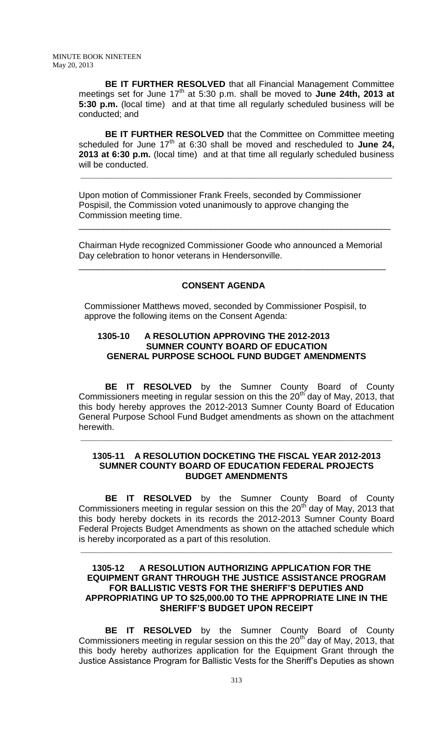**BE IT FURTHER RESOLVED** that all Financial Management Committee meetings set for June 17th at 5:30 p.m. shall be moved to **June 24th, 2013 at 5:30 p.m.** (local time) and at that time all regularly scheduled business will be conducted; and

**BE IT FURTHER RESOLVED** that the Committee on Committee meeting scheduled for June 17th at 6:30 shall be moved and rescheduled to **June 24, 2013 at 6:30 p.m.** (local time) and at that time all regularly scheduled business will be conducted.

---

Upon motion of Commissioner Frank Freels, seconded by Commissioner Pospisil, the Commission voted unanimously to approve changing the Commission meeting time.

---

Chairman Hyde recognized Commissioner Goode who announced a Memorial Day celebration to honor veterans in Hendersonville.

---

## CONSENT AGENDA

Commissioner Matthews moved, seconded by Commissioner Pospisil, to approve the following items on the Consent Agenda:

### 1305-10 A RESOLUTION APPROVING THE 2012-2013 SUMNER COUNTY BOARD OF EDUCATION GENERAL PURPOSE SCHOOL FUND BUDGET AMENDMENTS

**BE IT RESOLVED** by the Sumner County Board of County Commissioners meeting in regular session on this the 20th day of May, 2013, that this body hereby approves the 2012-2013 Sumner County Board of Education General Purpose School Fund Budget amendments as shown on the attachment herewith.

---

### 1305-11 A RESOLUTION DOCKETING THE FISCAL YEAR 2012-2013 SUMNER COUNTY BOARD OF EDUCATION FEDERAL PROJECTS BUDGET AMENDMENTS

**BE IT RESOLVED** by the Sumner County Board of County Commissioners meeting in regular session on this the 20th day of May, 2013 that this body hereby dockets in its records the 2012-2013 Sumner County Board Federal Projects Budget Amendments as shown on the attached schedule which is hereby incorporated as a part of this resolution.

---

### 1305-12 A RESOLUTION AUTHORIZING APPLICATION FOR THE EQUIPMENT GRANT THROUGH THE JUSTICE ASSISTANCE PROGRAM FOR BALLISTIC VESTS FOR THE SHERIFF'S DEPUTIES AND APPROPRIATING UP TO $25,000.00 TO THE APPROPRIATE LINE IN THE SHERIFF'S BUDGET UPON RECEIPT

**BE IT RESOLVED** by the Sumner County Board of County Commissioners meeting in regular session on this the 20th day of May, 2013, that this body hereby authorizes application for the Equipment Grant through the Justice Assistance Program for Ballistic Vests for the Sheriff's Deputies as shown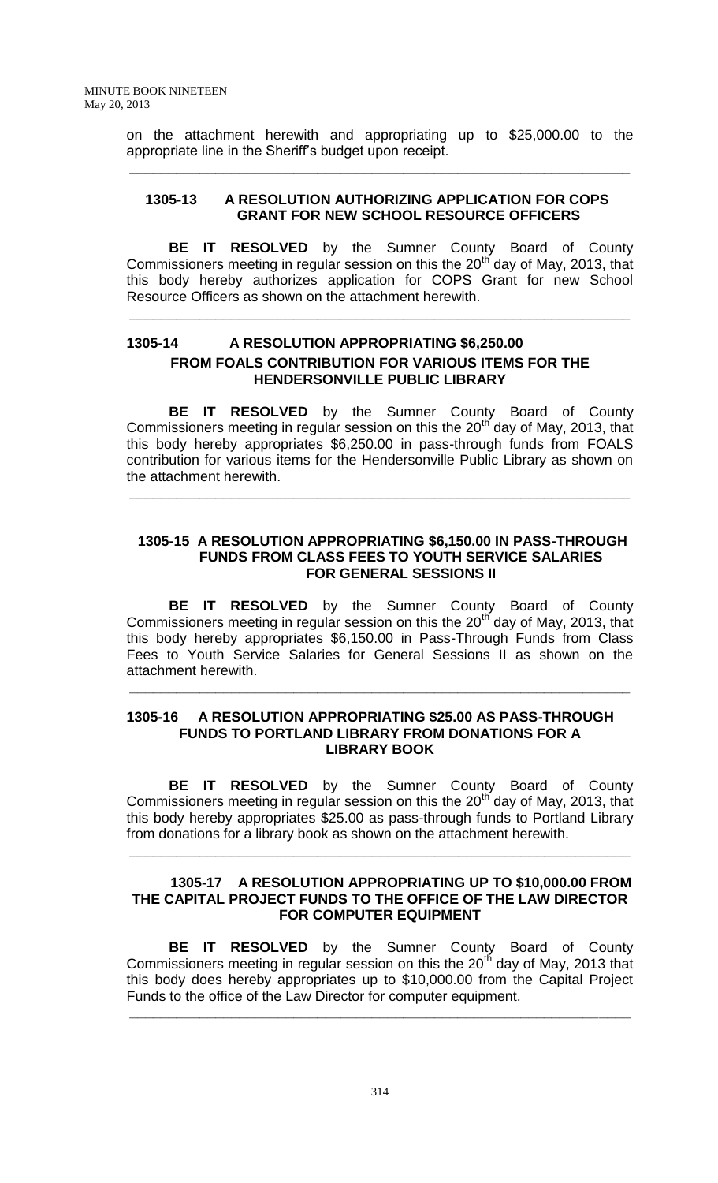on the attachment herewith and appropriating up to $25,000.00 to the appropriate line in the Sheriff's budget upon receipt.

---

### 1305-13 A RESOLUTION AUTHORIZING APPLICATION FOR COPS GRANT FOR NEW SCHOOL RESOURCE OFFICERS

**BE IT RESOLVED** by the Sumner County Board of County Commissioners meeting in regular session on this the 20th day of May, 2013, that this body hereby authorizes application for COPS Grant for new School Resource Officers as shown on the attachment herewith.

---

### 1305-14 A RESOLUTION APPROPRIATING $6,250.00 FROM FOALS CONTRIBUTION FOR VARIOUS ITEMS FOR THE HENDERSONVILLE PUBLIC LIBRARY

**BE IT RESOLVED** by the Sumner County Board of County Commissioners meeting in regular session on this the 20th day of May, 2013, that this body hereby appropriates $6,250.00 in pass-through funds from FOALS contribution for various items for the Hendersonville Public Library as shown on the attachment herewith.

---

### 1305-15 A RESOLUTION APPROPRIATING $6,150.00 IN PASS-THROUGH FUNDS FROM CLASS FEES TO YOUTH SERVICE SALARIES FOR GENERAL SESSIONS II

**BE IT RESOLVED** by the Sumner County Board of County Commissioners meeting in regular session on this the 20th day of May, 2013, that this body hereby appropriates $6,150.00 in Pass-Through Funds from Class Fees to Youth Service Salaries for General Sessions II as shown on the attachment herewith.

---

### 1305-16 A RESOLUTION APPROPRIATING $25.00 AS PASS-THROUGH FUNDS TO PORTLAND LIBRARY FROM DONATIONS FOR A LIBRARY BOOK

**BE IT RESOLVED** by the Sumner County Board of County Commissioners meeting in regular session on this the 20th day of May, 2013, that this body hereby appropriates $25.00 as pass-through funds to Portland Library from donations for a library book as shown on the attachment herewith.

---

### 1305-17 A RESOLUTION APPROPRIATING UP TO $10,000.00 FROM THE CAPITAL PROJECT FUNDS TO THE OFFICE OF THE LAW DIRECTOR FOR COMPUTER EQUIPMENT

**BE IT RESOLVED** by the Sumner County Board of County Commissioners meeting in regular session on this the 20th day of May, 2013 that this body does hereby appropriates up to $10,000.00 from the Capital Project Funds to the office of the Law Director for computer equipment.

---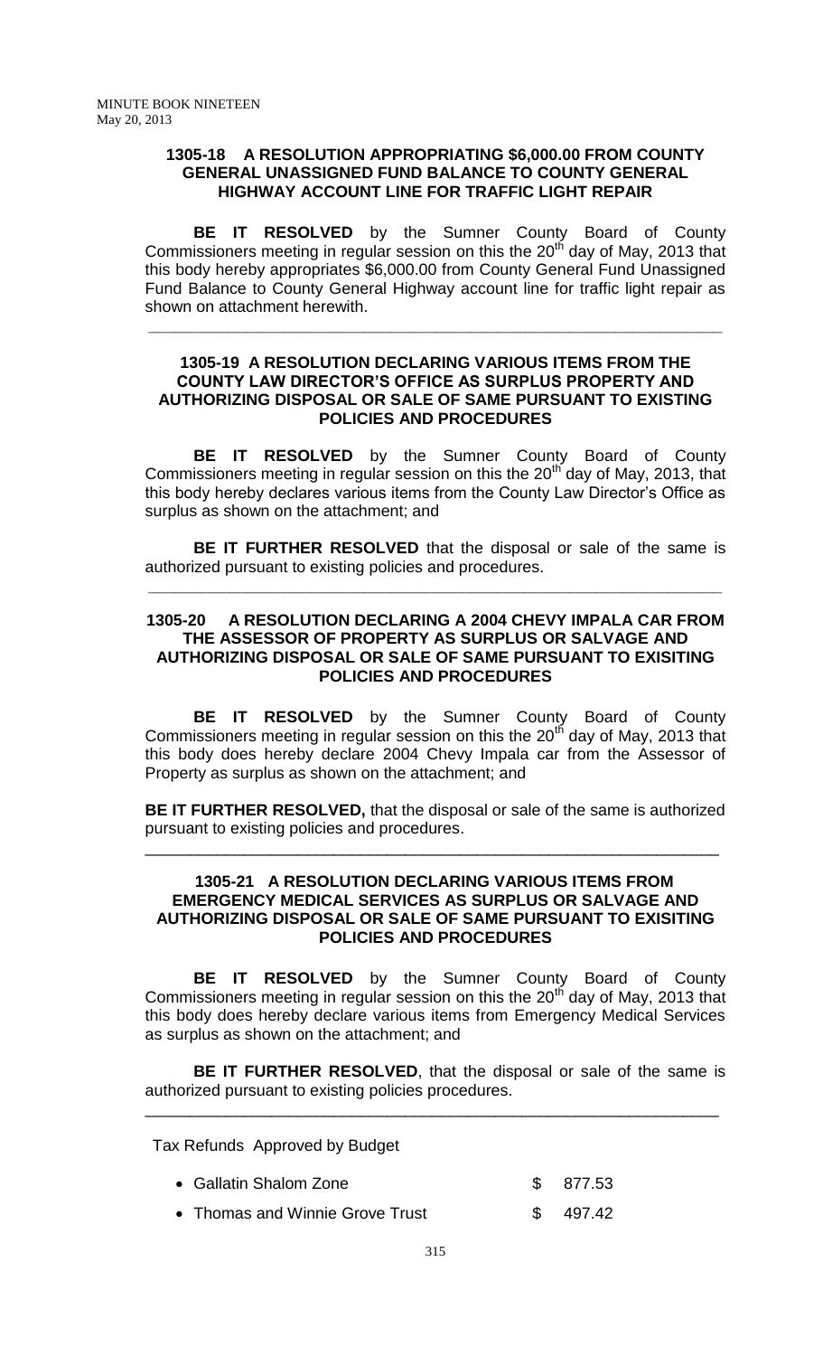### 1305-18 A RESOLUTION APPROPRIATING $6,000.00 FROM COUNTY GENERAL UNASSIGNED FUND BALANCE TO COUNTY GENERAL HIGHWAY ACCOUNT LINE FOR TRAFFIC LIGHT REPAIR

**BE IT RESOLVED** by the Sumner County Board of County Commissioners meeting in regular session on this the 20th day of May, 2013 that this body hereby appropriates $6,000.00 from County General Fund Unassigned Fund Balance to County General Highway account line for traffic light repair as shown on attachment herewith.

---

### 1305-19 A RESOLUTION DECLARING VARIOUS ITEMS FROM THE COUNTY LAW DIRECTOR'S OFFICE AS SURPLUS PROPERTY AND AUTHORIZING DISPOSAL OR SALE OF SAME PURSUANT TO EXISTING POLICIES AND PROCEDURES

**BE IT RESOLVED** by the Sumner County Board of County Commissioners meeting in regular session on this the 20th day of May, 2013, that this body hereby declares various items from the County Law Director's Office as surplus as shown on the attachment; and

**BE IT FURTHER RESOLVED** that the disposal or sale of the same is authorized pursuant to existing policies and procedures.

---

### 1305-20 A RESOLUTION DECLARING A 2004 CHEVY IMPALA CAR FROM THE ASSESSOR OF PROPERTY AS SURPLUS OR SALVAGE AND AUTHORIZING DISPOSAL OR SALE OF SAME PURSUANT TO EXISITING POLICIES AND PROCEDURES

**BE IT RESOLVED** by the Sumner County Board of County Commissioners meeting in regular session on this the 20th day of May, 2013 that this body does hereby declare 2004 Chevy Impala car from the Assessor of Property as surplus as shown on the attachment; and

**BE IT FURTHER RESOLVED,** that the disposal or sale of the same is authorized pursuant to existing policies and procedures.

---

### 1305-21 A RESOLUTION DECLARING VARIOUS ITEMS FROM EMERGENCY MEDICAL SERVICES AS SURPLUS OR SALVAGE AND AUTHORIZING DISPOSAL OR SALE OF SAME PURSUANT TO EXISITING POLICIES AND PROCEDURES

**BE IT RESOLVED** by the Sumner County Board of County Commissioners meeting in regular session on this the 20th day of May, 2013 that this body does hereby declare various items from Emergency Medical Services as surplus as shown on the attachment; and

**BE IT FURTHER RESOLVED**, that the disposal or sale of the same is authorized pursuant to existing policies procedures.

---

Tax Refunds Approved by Budget

- Gallatin Shalom Zone $ 877.53
- Thomas and Winnie Grove Trust $ 497.42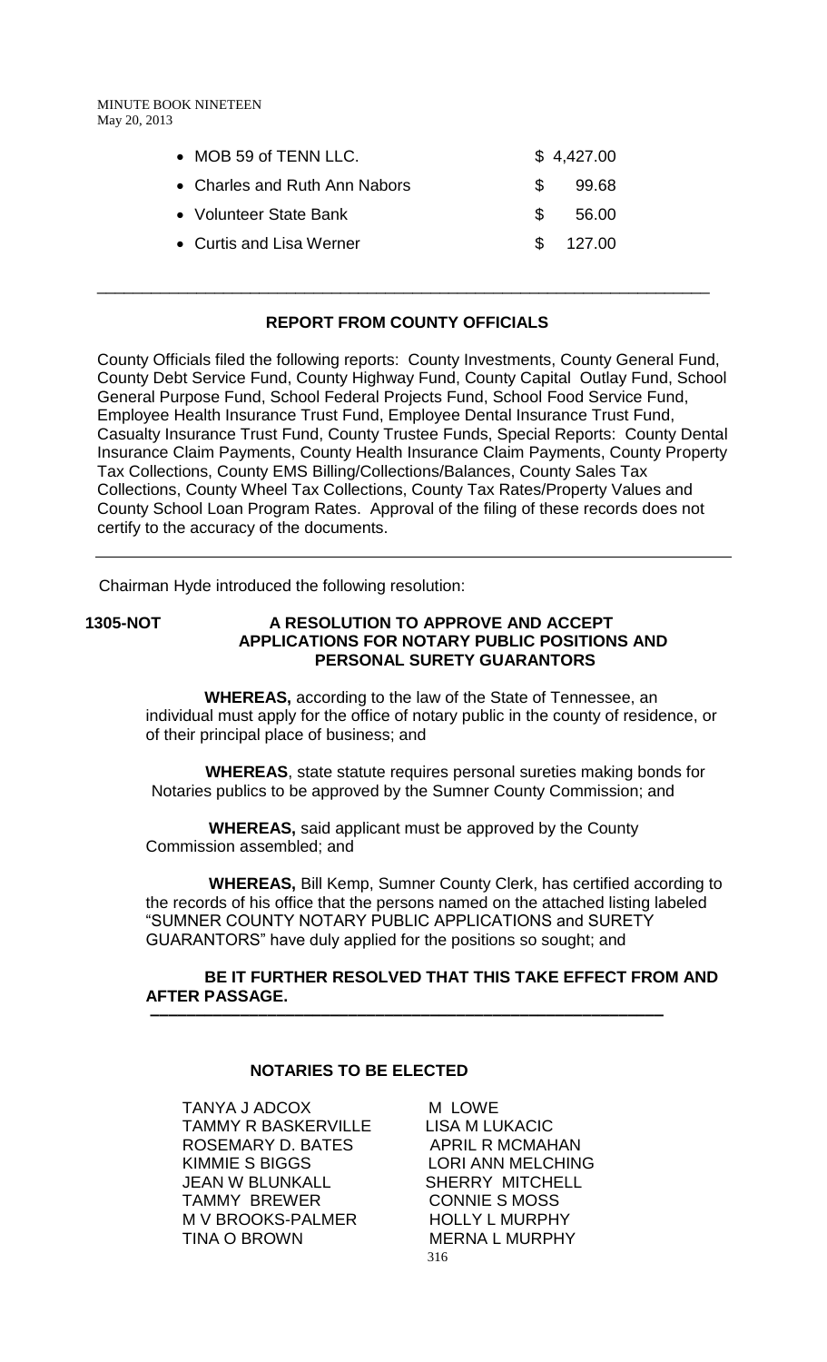- MOB 59 of TENN LLC. $ 4,427.00
- Charles and Ruth Ann Nabors $ 99.68
- Volunteer State Bank $ 56.00
- Curtis and Lisa Werner $ 127.00

---

**REPORT FROM COUNTY OFFICIALS**

County Officials filed the following reports: County Investments, County General Fund, County Debt Service Fund, County Highway Fund, County Capital Outlay Fund, School General Purpose Fund, School Federal Projects Fund, School Food Service Fund, Employee Health Insurance Trust Fund, Employee Dental Insurance Trust Fund, Casualty Insurance Trust Fund, County Trustee Funds, Special Reports: County Dental Insurance Claim Payments, County Health Insurance Claim Payments, County Property Tax Collections, County EMS Billing/Collections/Balances, County Sales Tax Collections, County Wheel Tax Collections, County Tax Rates/Property Values and County School Loan Program Rates. Approval of the filing of these records does not certify to the accuracy of the documents.

---

Chairman Hyde introduced the following resolution:

**1305-NOT A RESOLUTION TO APPROVE AND ACCEPT APPLICATIONS FOR NOTARY PUBLIC POSITIONS AND PERSONAL SURETY GUARANTORS**

**WHEREAS,** according to the law of the State of Tennessee, an individual must apply for the office of notary public in the county of residence, or of their principal place of business; and

**WHEREAS**, state statute requires personal sureties making bonds for Notaries publics to be approved by the Sumner County Commission; and

**WHEREAS,** said applicant must be approved by the County Commission assembled; and

**WHEREAS,** Bill Kemp, Sumner County Clerk, has certified according to the records of his office that the persons named on the attached listing labeled "SUMNER COUNTY NOTARY PUBLIC APPLICATIONS and SURETY GUARANTORS" have duly applied for the positions so sought; and

**BE IT FURTHER RESOLVED THAT THIS TAKE EFFECT FROM AND AFTER PASSAGE.**

---

**NOTARIES TO BE ELECTED**

TANYA J ADCOX
TAMMY R BASKERVILLE
ROSEMARY D. BATES
KIMMIE S BIGGS
JEAN W BLUNKALL
TAMMY BREWER
M V BROOKS-PALMER
TINA O BROWN
M LOWE
LISA M LUKACIC
APRIL R MCMAHAN
LORI ANN MELCHING
SHERRY MITCHELL
CONNIE S MOSS
HOLLY L MURPHY
MERNA L MURPHY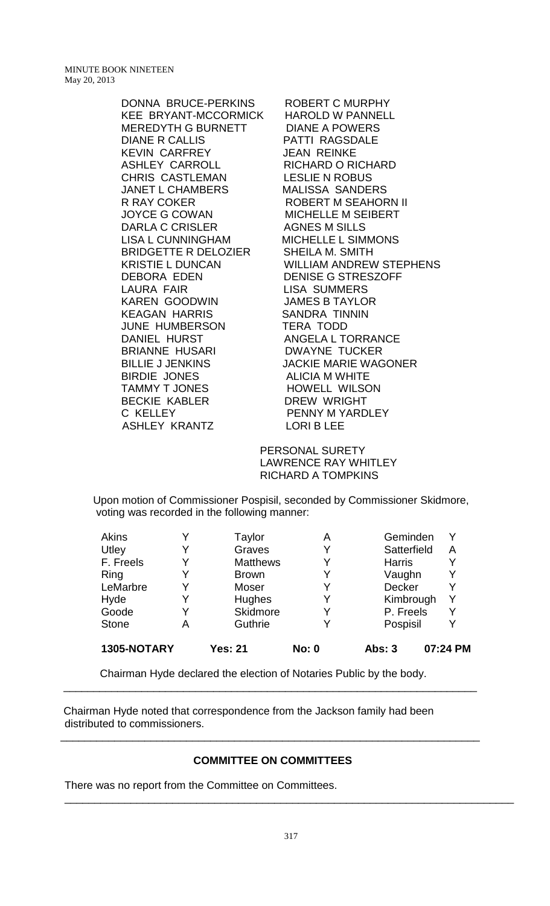DONNA BRUCE-PERKINS
KEE BRYANT-MCCORMICK
MEREDYTH G BURNETT
DIANE R CALLIS
KEVIN CARFREY
ASHLEY CARROLL
CHRIS CASTLEMAN
JANET L CHAMBERS
R RAY COKER
JOYCE G COWAN
DARLA C CRISLER
LISA L CUNNINGHAM
BRIDGETTE R DELOZIER
KRISTIE L DUNCAN
DEBORA EDEN
LAURA FAIR
KAREN GOODWIN
KEAGAN HARRIS
JUNE HUMBERSON
DANIEL HURST
BRIANNE HUSARI
BILLIE J JENKINS
BIRDIE JONES
TAMMY T JONES
BECKIE KABLER
C KELLEY
ASHLEY KRANTZ
ROBERT C MURPHY
HAROLD W PANNELL
DIANE A POWERS
PATTI RAGSDALE
JEAN REINKE
RICHARD O RICHARD
LESLIE N ROBUS
MALISSA SANDERS
ROBERT M SEAHORN II
MICHELLE M SEIBERT
AGNES M SILLS
MICHELLE L SIMMONS
SHEILA M. SMITH
WILLIAM ANDREW STEPHENS
DENISE G STRESZOFF
LISA SUMMERS
JAMES B TAYLOR
SANDRA TINNIN
TERA TODD
ANGELA L TORRANCE
DWAYNE TUCKER
JACKIE MARIE WAGONER
ALICIA M WHITE
HOWELL WILSON
DREW WRIGHT
PENNY M YARDLEY
LORI B LEE

PERSONAL SURETY
LAWRENCE RAY WHITLEY
RICHARD A TOMPKINS

Upon motion of Commissioner Pospisil, seconded by Commissioner Skidmore, voting was recorded in the following manner:

| | | | | | |
|---|---|---|---|---|---|
| Akins | Y | Taylor | A | Geminden | Y |
| Utley | Y | Graves | Y | Satterfield | A |
| F. Freels | Y | Matthews | Y | Harris | Y |
| Ring | Y | Brown | Y | Vaughn | Y |
| LeMarbre | Y | Moser | Y | Decker | Y |
| Hyde | Y | Hughes | Y | Kimbrough | Y |
| Goode | Y | Skidmore | Y | P. Freels | Y |
| Stone | A | Guthrie | Y | Pospisil | Y |

**1305-NOTARY** **Yes: 21** **No: 0** **Abs: 3** **07:24 PM**

Chairman Hyde declared the election of Notaries Public by the body.

---

Chairman Hyde noted that correspondence from the Jackson family had been distributed to commissioners.

---

## COMMITTEE ON COMMITTEES

There was no report from the Committee on Committees.

---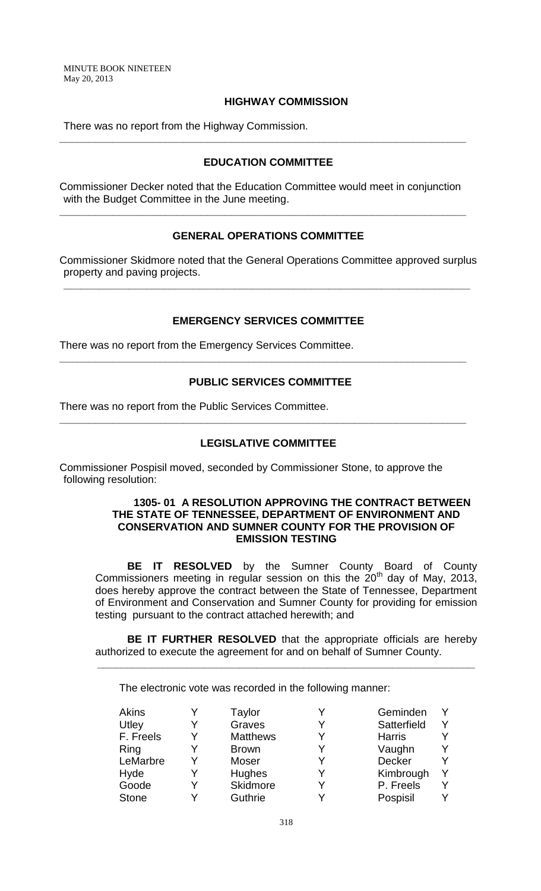## HIGHWAY COMMISSION

There was no report from the Highway Commission.

---

## EDUCATION COMMITTEE

Commissioner Decker noted that the Education Committee would meet in conjunction with the Budget Committee in the June meeting.

---

## GENERAL OPERATIONS COMMITTEE

Commissioner Skidmore noted that the General Operations Committee approved surplus property and paving projects.

---

## EMERGENCY SERVICES COMMITTEE

There was no report from the Emergency Services Committee.

---

## PUBLIC SERVICES COMMITTEE

There was no report from the Public Services Committee.

---

## LEGISLATIVE COMMITTEE

Commissioner Pospisil moved, seconded by Commissioner Stone, to approve the following resolution:

**1305- 01 A RESOLUTION APPROVING THE CONTRACT BETWEEN THE STATE OF TENNESSEE, DEPARTMENT OF ENVIRONMENT AND CONSERVATION AND SUMNER COUNTY FOR THE PROVISION OF EMISSION TESTING**

**BE IT RESOLVED** by the Sumner County Board of County Commissioners meeting in regular session on this the 20th day of May, 2013, does hereby approve the contract between the State of Tennessee, Department of Environment and Conservation and Sumner County for providing for emission testing pursuant to the contract attached herewith; and

**BE IT FURTHER RESOLVED** that the appropriate officials are hereby authorized to execute the agreement for and on behalf of Sumner County.

---

The electronic vote was recorded in the following manner:

| | | | | | |
|---|---|---|---|---|---|
| Akins | Y | Taylor | Y | Geminden | Y |
| Utley | Y | Graves | Y | Satterfield | Y |
| F. Freels | Y | Matthews | Y | Harris | Y |
| Ring | Y | Brown | Y | Vaughn | Y |
| LeMarbre | Y | Moser | Y | Decker | Y |
| Hyde | Y | Hughes | Y | Kimbrough | Y |
| Goode | Y | Skidmore | Y | P. Freels | Y |
| Stone | Y | Guthrie | Y | Pospisil | Y |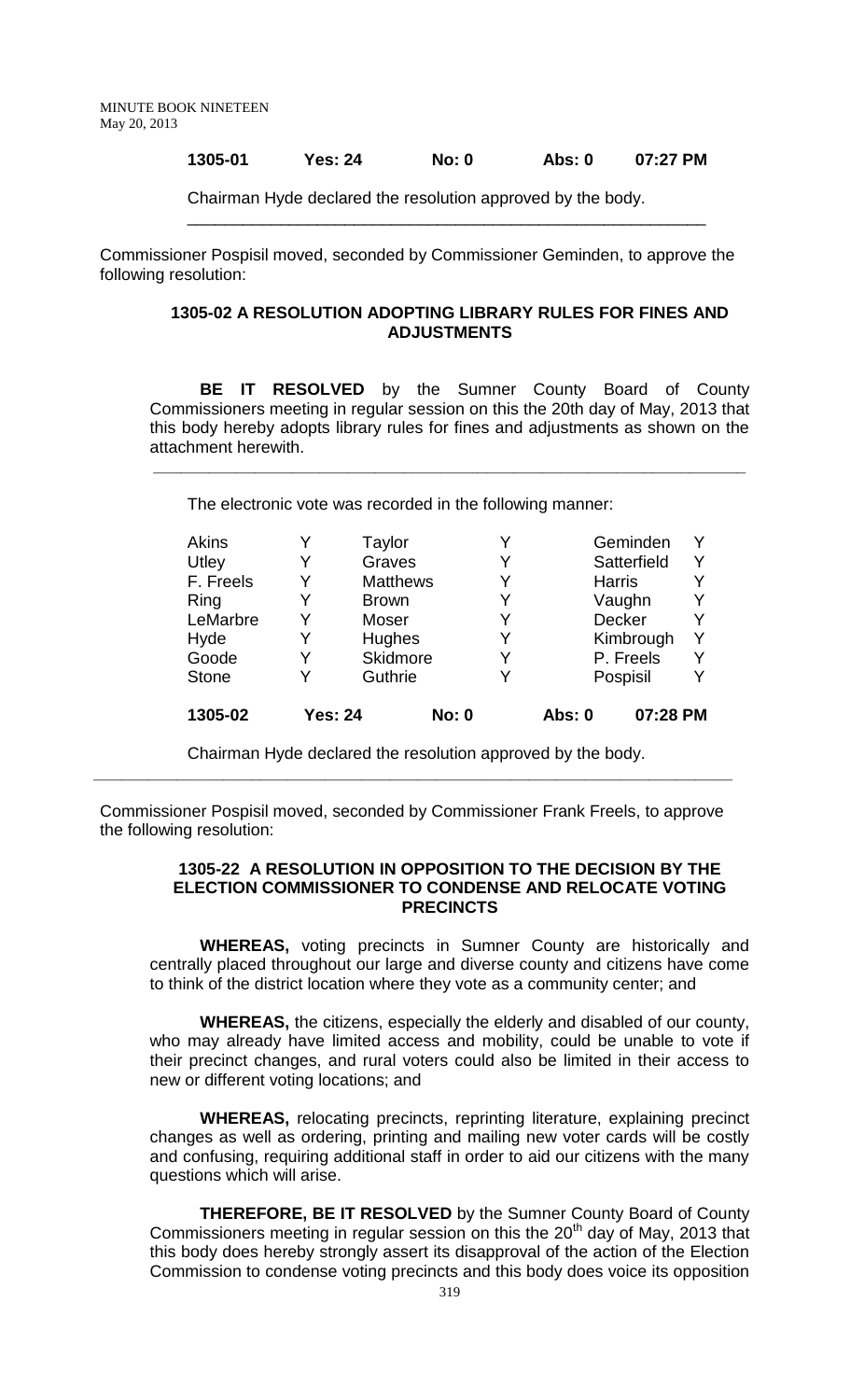| 1305-01 | Yes: 24 | No: 0 | Abs: 0 | 07:27 PM |
|---|---|---|---|---|

Chairman Hyde declared the resolution approved by the body.

---

Commissioner Pospisil moved, seconded by Commissioner Geminden, to approve the following resolution:

**1305-02 A RESOLUTION ADOPTING LIBRARY RULES FOR FINES AND ADJUSTMENTS**

**BE IT RESOLVED** by the Sumner County Board of County Commissioners meeting in regular session on this the 20th day of May, 2013 that this body hereby adopts library rules for fines and adjustments as shown on the attachment herewith.

---

The electronic vote was recorded in the following manner:

| | | | | | |
|---|---|---|---|---|---|
| Akins | Y | Taylor | Y | Geminden | Y |
| Utley | Y | Graves | Y | Satterfield | Y |
| F. Freels | Y | Matthews | Y | Harris | Y |
| Ring | Y | Brown | Y | Vaughn | Y |
| LeMarbre | Y | Moser | Y | Decker | Y |
| Hyde | Y | Hughes | Y | Kimbrough | Y |
| Goode | Y | Skidmore | Y | P. Freels | Y |
| Stone | Y | Guthrie | Y | Pospisil | Y |

| 1305-02 | Yes: 24 | No: 0 | Abs: 0 | 07:28 PM |
|---|---|---|---|---|

Chairman Hyde declared the resolution approved by the body.

---

Commissioner Pospisil moved, seconded by Commissioner Frank Freels, to approve the following resolution:

**1305-22 A RESOLUTION IN OPPOSITION TO THE DECISION BY THE ELECTION COMMISSIONER TO CONDENSE AND RELOCATE VOTING PRECINCTS**

**WHEREAS,** voting precincts in Sumner County are historically and centrally placed throughout our large and diverse county and citizens have come to think of the district location where they vote as a community center; and

**WHEREAS,** the citizens, especially the elderly and disabled of our county, who may already have limited access and mobility, could be unable to vote if their precinct changes, and rural voters could also be limited in their access to new or different voting locations; and

**WHEREAS,** relocating precincts, reprinting literature, explaining precinct changes as well as ordering, printing and mailing new voter cards will be costly and confusing, requiring additional staff in order to aid our citizens with the many questions which will arise.

**THEREFORE, BE IT RESOLVED** by the Sumner County Board of County Commissioners meeting in regular session on this the 20th day of May, 2013 that this body does hereby strongly assert its disapproval of the action of the Election Commission to condense voting precincts and this body does voice its opposition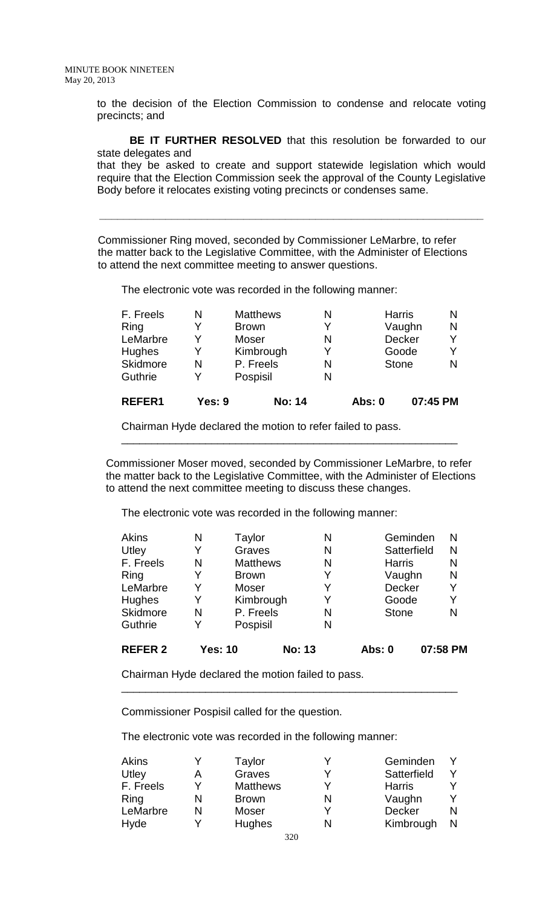to the decision of the Election Commission to condense and relocate voting precincts; and

**BE IT FURTHER RESOLVED** that this resolution be forwarded to our state delegates and that they be asked to create and support statewide legislation which would require that the Election Commission seek the approval of the County Legislative Body before it relocates existing voting precincts or condenses same.

---

Commissioner Ring moved, seconded by Commissioner LeMarbre, to refer the matter back to the Legislative Committee, with the Administer of Elections to attend the next committee meeting to answer questions.

The electronic vote was recorded in the following manner:

| | | | | | |
|---|---|---|---|---|---|
| F. Freels | N | Matthews | N | Harris | N |
| Ring | Y | Brown | Y | Vaughn | N |
| LeMarbre | Y | Moser | N | Decker | Y |
| Hughes | Y | Kimbrough | Y | Goode | Y |
| Skidmore | N | P. Freels | N | Stone | N |
| Guthrie | Y | Pospisil | N | | |

**REFER1 Yes: 9 No: 14 Abs: 0 07:45 PM**

Chairman Hyde declared the motion to refer failed to pass.

---

Commissioner Moser moved, seconded by Commissioner LeMarbre, to refer the matter back to the Legislative Committee, with the Administer of Elections to attend the next committee meeting to discuss these changes.

The electronic vote was recorded in the following manner:

| | | | | | |
|---|---|---|---|---|---|
| Akins | N | Taylor | N | Geminden | N |
| Utley | Y | Graves | N | Satterfield | N |
| F. Freels | N | Matthews | N | Harris | N |
| Ring | Y | Brown | Y | Vaughn | N |
| LeMarbre | Y | Moser | Y | Decker | Y |
| Hughes | Y | Kimbrough | Y | Goode | Y |
| Skidmore | N | P. Freels | N | Stone | N |
| Guthrie | Y | Pospisil | N | | |

**REFER 2 Yes: 10 No: 13 Abs: 0 07:58 PM**

Chairman Hyde declared the motion failed to pass.

---

Commissioner Pospisil called for the question.

The electronic vote was recorded in the following manner:

| | | | | | |
|---|---|---|---|---|---|
| Akins | Y | Taylor | Y | Geminden | Y |
| Utley | A | Graves | Y | Satterfield | Y |
| F. Freels | Y | Matthews | Y | Harris | Y |
| Ring | N | Brown | N | Vaughn | Y |
| LeMarbre | N | Moser | Y | Decker | N |
| Hyde | Y | Hughes | N | Kimbrough | N |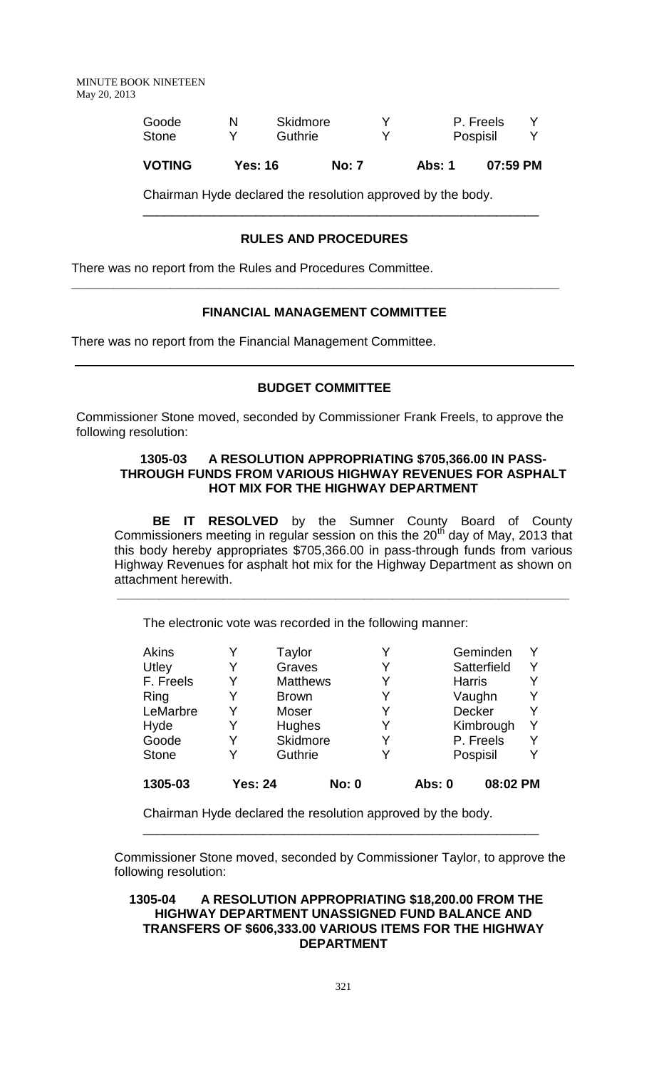| | | | | | |
|---|---|---|---|---|---|
| Goode | N | Skidmore | Y | P. Freels | Y |
| Stone | Y | Guthrie | Y | Pospisil | Y |
| **VOTING** | **Yes: 16** | | **No: 7** | **Abs: 1** | **07:59 PM** |

Chairman Hyde declared the resolution approved by the body.

---

### RULES AND PROCEDURES

There was no report from the Rules and Procedures Committee.

---

### FINANCIAL MANAGEMENT COMMITTEE

There was no report from the Financial Management Committee.

---

### BUDGET COMMITTEE

Commissioner Stone moved, seconded by Commissioner Frank Freels, to approve the following resolution:

**1305-03 A RESOLUTION APPROPRIATING $705,366.00 IN PASS-THROUGH FUNDS FROM VARIOUS HIGHWAY REVENUES FOR ASPHALT HOT MIX FOR THE HIGHWAY DEPARTMENT**

**BE IT RESOLVED** by the Sumner County Board of County Commissioners meeting in regular session on this the 20th day of May, 2013 that this body hereby appropriates $705,366.00 in pass-through funds from various Highway Revenues for asphalt hot mix for the Highway Department as shown on attachment herewith.

---

The electronic vote was recorded in the following manner:

| | | | | | |
|---|---|---|---|---|---|
| Akins | Y | Taylor | Y | Geminden | Y |
| Utley | Y | Graves | Y | Satterfield | Y |
| F. Freels | Y | Matthews | Y | Harris | Y |
| Ring | Y | Brown | Y | Vaughn | Y |
| LeMarbre | Y | Moser | Y | Decker | Y |
| Hyde | Y | Hughes | Y | Kimbrough | Y |
| Goode | Y | Skidmore | Y | P. Freels | Y |
| Stone | Y | Guthrie | Y | Pospisil | Y |
| **1305-03** | **Yes: 24** | | **No: 0** | **Abs: 0** | **08:02 PM** |

Chairman Hyde declared the resolution approved by the body.

---

Commissioner Stone moved, seconded by Commissioner Taylor, to approve the following resolution:

**1305-04 A RESOLUTION APPROPRIATING $18,200.00 FROM THE HIGHWAY DEPARTMENT UNASSIGNED FUND BALANCE AND TRANSFERS OF $606,333.00 VARIOUS ITEMS FOR THE HIGHWAY DEPARTMENT**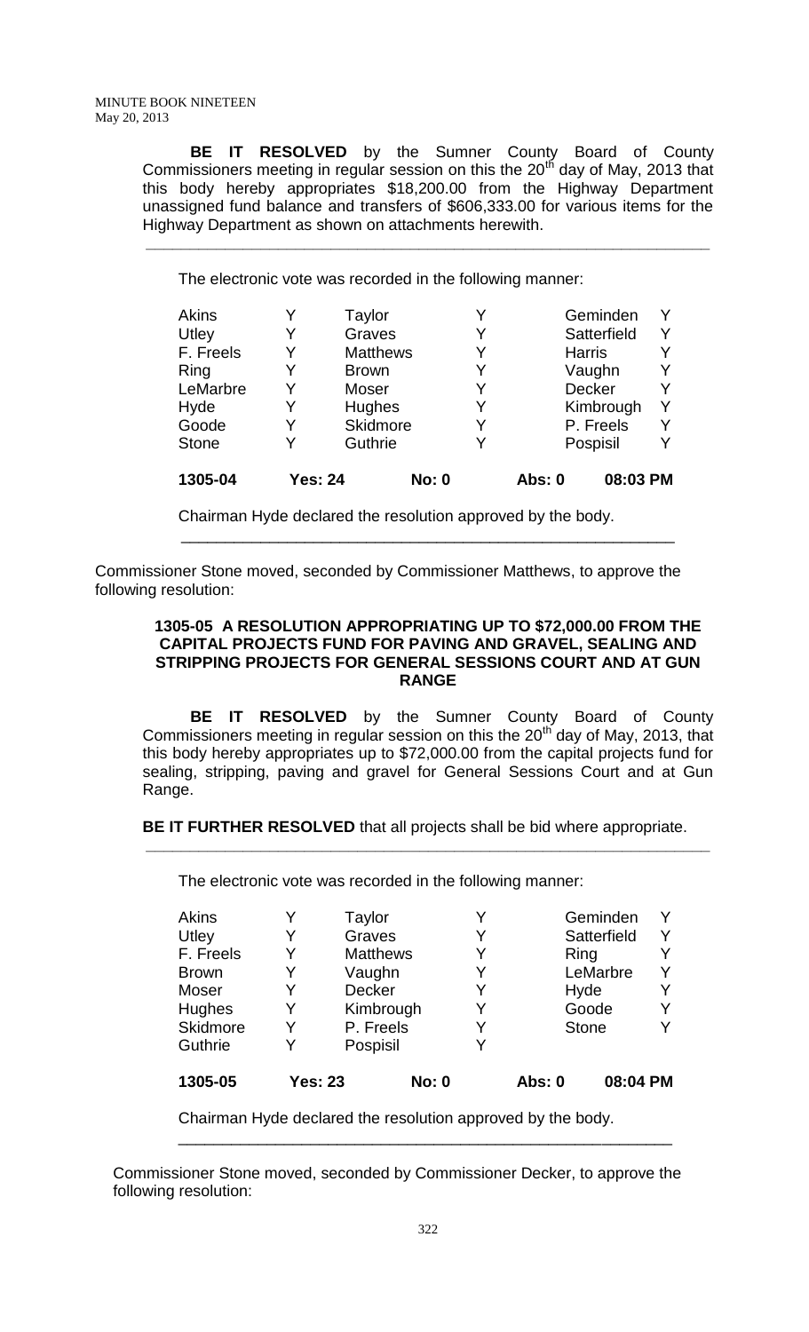**BE IT RESOLVED** by the Sumner County Board of County Commissioners meeting in regular session on this the 20th day of May, 2013 that this body hereby appropriates $18,200.00 from the Highway Department unassigned fund balance and transfers of $606,333.00 for various items for the Highway Department as shown on attachments herewith.

---

The electronic vote was recorded in the following manner:

| | | | | | |
|---|---|---|---|---|---|
| Akins | Y | Taylor | Y | Geminden | Y |
| Utley | Y | Graves | Y | Satterfield | Y |
| F. Freels | Y | Matthews | Y | Harris | Y |
| Ring | Y | Brown | Y | Vaughn | Y |
| LeMarbre | Y | Moser | Y | Decker | Y |
| Hyde | Y | Hughes | Y | Kimbrough | Y |
| Goode | Y | Skidmore | Y | P. Freels | Y |
| Stone | Y | Guthrie | Y | Pospisil | Y |
| **1305-04** | **Yes: 24** | | **No: 0** | **Abs: 0** | **08:03 PM** |

Chairman Hyde declared the resolution approved by the body.

---

Commissioner Stone moved, seconded by Commissioner Matthews, to approve the following resolution:

**1305-05 A RESOLUTION APPROPRIATING UP TO $72,000.00 FROM THE CAPITAL PROJECTS FUND FOR PAVING AND GRAVEL, SEALING AND STRIPPING PROJECTS FOR GENERAL SESSIONS COURT AND AT GUN RANGE**

**BE IT RESOLVED** by the Sumner County Board of County Commissioners meeting in regular session on this the 20th day of May, 2013, that this body hereby appropriates up to $72,000.00 from the capital projects fund for sealing, stripping, paving and gravel for General Sessions Court and at Gun Range.

**BE IT FURTHER RESOLVED** that all projects shall be bid where appropriate.

---

The electronic vote was recorded in the following manner:

| | | | | | |
|---|---|---|---|---|---|
| Akins | Y | Taylor | Y | Geminden | Y |
| Utley | Y | Graves | Y | Satterfield | Y |
| F. Freels | Y | Matthews | Y | Ring | Y |
| Brown | Y | Vaughn | Y | LeMarbre | Y |
| Moser | Y | Decker | Y | Hyde | Y |
| Hughes | Y | Kimbrough | Y | Goode | Y |
| Skidmore | Y | P. Freels | Y | Stone | Y |
| Guthrie | Y | Pospisil | Y | | |
| **1305-05** | **Yes: 23** | | **No: 0** | **Abs: 0** | **08:04 PM** |

Chairman Hyde declared the resolution approved by the body.

---

Commissioner Stone moved, seconded by Commissioner Decker, to approve the following resolution: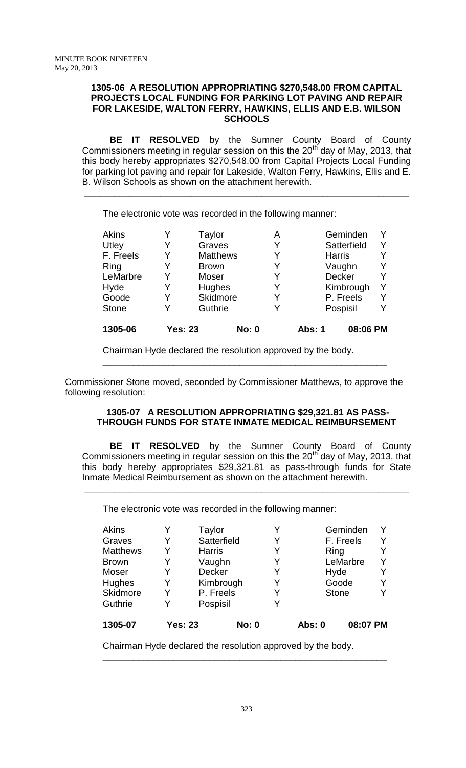**1305-06 A RESOLUTION APPROPRIATING $270,548.00 FROM CAPITAL PROJECTS LOCAL FUNDING FOR PARKING LOT PAVING AND REPAIR FOR LAKESIDE, WALTON FERRY, HAWKINS, ELLIS AND E.B. WILSON SCHOOLS**

**BE IT RESOLVED** by the Sumner County Board of County Commissioners meeting in regular session on this the 20th day of May, 2013, that this body hereby appropriates $270,548.00 from Capital Projects Local Funding for parking lot paving and repair for Lakeside, Walton Ferry, Hawkins, Ellis and E. B. Wilson Schools as shown on the attachment herewith.

---

The electronic vote was recorded in the following manner:

| | | | | | |
|---|---|---|---|---|---|
| Akins | Y | Taylor | A | Geminden | Y |
| Utley | Y | Graves | Y | Satterfield | Y |
| F. Freels | Y | Matthews | Y | Harris | Y |
| Ring | Y | Brown | Y | Vaughn | Y |
| LeMarbre | Y | Moser | Y | Decker | Y |
| Hyde | Y | Hughes | Y | Kimbrough | Y |
| Goode | Y | Skidmore | Y | P. Freels | Y |
| Stone | Y | Guthrie | Y | Pospisil | Y |

**1305-06 Yes: 23 No: 0 Abs: 1 08:06 PM**

Chairman Hyde declared the resolution approved by the body.

---

Commissioner Stone moved, seconded by Commissioner Matthews, to approve the following resolution:

**1305-07 A RESOLUTION APPROPRIATING $29,321.81 AS PASS-THROUGH FUNDS FOR STATE INMATE MEDICAL REIMBURSEMENT**

**BE IT RESOLVED** by the Sumner County Board of County Commissioners meeting in regular session on this the 20th day of May, 2013, that this body hereby appropriates $29,321.81 as pass-through funds for State Inmate Medical Reimbursement as shown on the attachment herewith.

---

The electronic vote was recorded in the following manner:

| | | | | | |
|---|---|---|---|---|---|
| Akins | Y | Taylor | Y | Geminden | Y |
| Graves | Y | Satterfield | Y | F. Freels | Y |
| Matthews | Y | Harris | Y | Ring | Y |
| Brown | Y | Vaughn | Y | LeMarbre | Y |
| Moser | Y | Decker | Y | Hyde | Y |
| Hughes | Y | Kimbrough | Y | Goode | Y |
| Skidmore | Y | P. Freels | Y | Stone | Y |
| Guthrie | Y | Pospisil | Y | | |

**1305-07 Yes: 23 No: 0 Abs: 0 08:07 PM**

Chairman Hyde declared the resolution approved by the body.

---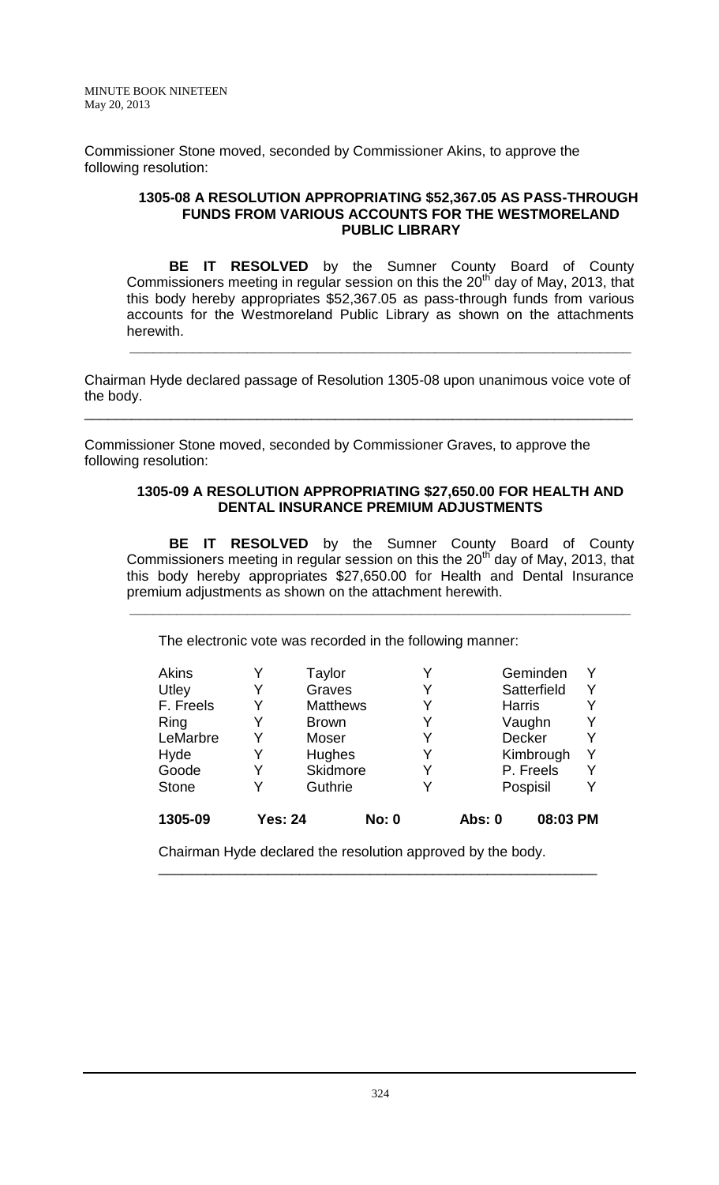Commissioner Stone moved, seconded by Commissioner Akins, to approve the following resolution:

**1305-08 A RESOLUTION APPROPRIATING $52,367.05 AS PASS-THROUGH FUNDS FROM VARIOUS ACCOUNTS FOR THE WESTMORELAND PUBLIC LIBRARY**

**BE IT RESOLVED** by the Sumner County Board of County Commissioners meeting in regular session on this the 20th day of May, 2013, that this body hereby appropriates $52,367.05 as pass-through funds from various accounts for the Westmoreland Public Library as shown on the attachments herewith.

Chairman Hyde declared passage of Resolution 1305-08 upon unanimous voice vote of the body.

---

Commissioner Stone moved, seconded by Commissioner Graves, to approve the following resolution:

**1305-09 A RESOLUTION APPROPRIATING $27,650.00 FOR HEALTH AND DENTAL INSURANCE PREMIUM ADJUSTMENTS**

**BE IT RESOLVED** by the Sumner County Board of County Commissioners meeting in regular session on this the 20th day of May, 2013, that this body hereby appropriates $27,650.00 for Health and Dental Insurance premium adjustments as shown on the attachment herewith.

The electronic vote was recorded in the following manner:

| | | | | | |
|---|---|---|---|---|---|
| Akins | Y | Taylor | Y | Geminden | Y |
| Utley | Y | Graves | Y | Satterfield | Y |
| F. Freels | Y | Matthews | Y | Harris | Y |
| Ring | Y | Brown | Y | Vaughn | Y |
| LeMarbre | Y | Moser | Y | Decker | Y |
| Hyde | Y | Hughes | Y | Kimbrough | Y |
| Goode | Y | Skidmore | Y | P. Freels | Y |
| Stone | Y | Guthrie | Y | Pospisil | Y |
| **1305-09** | **Yes: 24** | | **No: 0** | **Abs: 0** | **08:03 PM** |

Chairman Hyde declared the resolution approved by the body.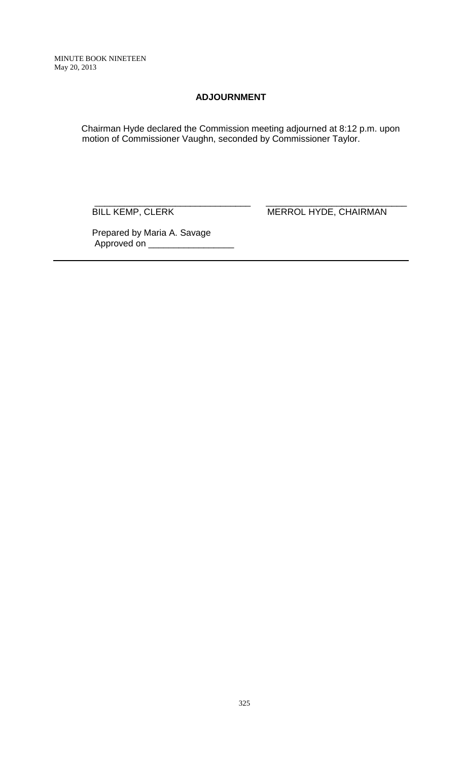## ADJOURNMENT

Chairman Hyde declared the Commission meeting adjourned at 8:12 p.m. upon motion of Commissioner Vaughn, seconded by Commissioner Taylor.

\_\_\_\_\_\_\_\_\_\_\_\_\_\_\_\_\_\_\_\_\_\_\_\_\_\_\_\_\_\_\_\_ \_\_\_\_\_\_\_\_\_\_\_\_\_\_\_\_\_\_\_\_\_\_\_\_\_\_\_\_\_\_

BILL KEMP, CLERK MERROL HYDE, CHAIRMAN

Prepared by Maria A. Savage
Approved on \_\_\_\_\_\_\_\_\_\_\_\_\_\_\_\_\_